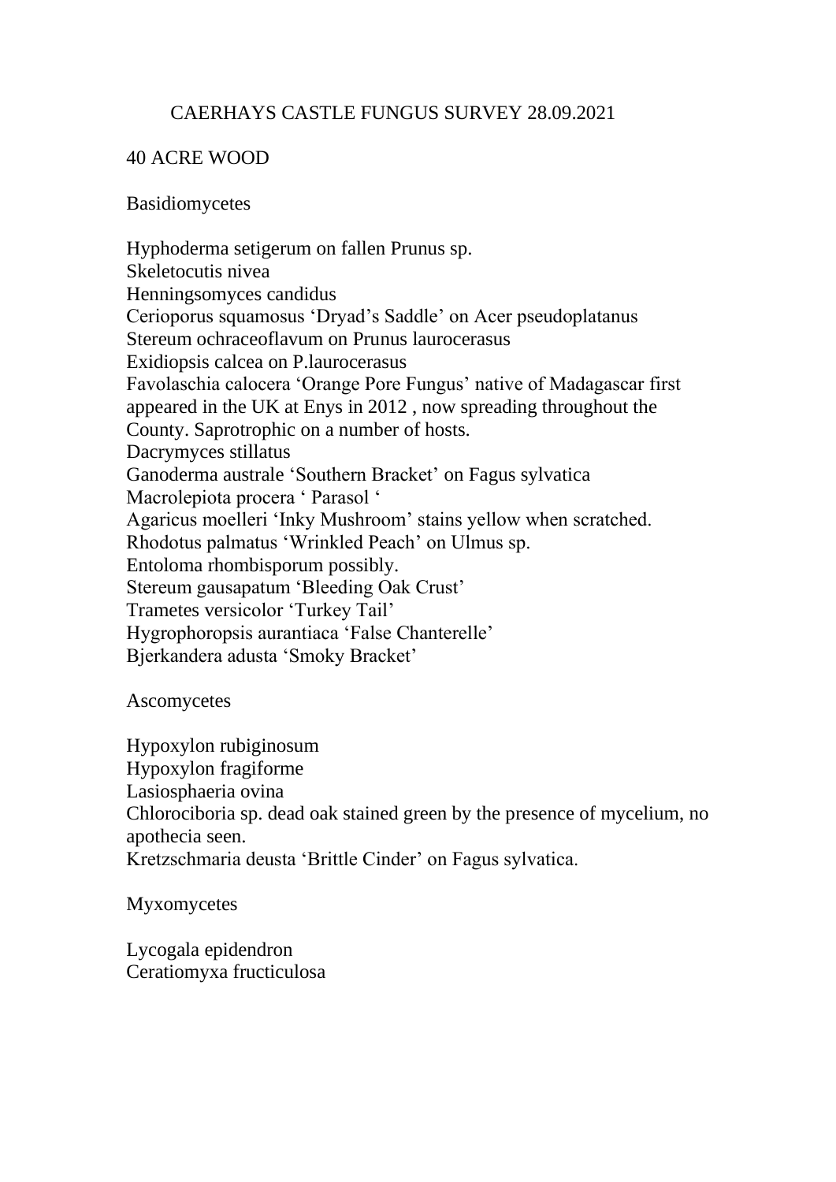# CAERHAYS CASTLE FUNGUS SURVEY 28.09.2021

## 40 ACRE WOOD

### Basidiomycetes

Hyphoderma setigerum on fallen Prunus sp.
Skeletocutis nivea
Henningsomyces candidus
Cerioporus squamosus 'Dryad's Saddle' on Acer pseudoplatanus
Stereum ochraceoflavum on Prunus laurocerasus
Exidiopsis calcea on P.laurocerasus
Favolaschia calocera 'Orange Pore Fungus' native of Madagascar first appeared in the UK at Enys in 2012 , now spreading throughout the County. Saprotrophic on a number of hosts.
Dacrymyces stillatus
Ganoderma australe 'Southern Bracket' on Fagus sylvatica
Macrolepiota procera ' Parasol '
Agaricus moelleri 'Inky Mushroom' stains yellow when scratched.
Rhodotus palmatus 'Wrinkled Peach' on Ulmus sp.
Entoloma rhombisporum possibly.
Stereum gausapatum 'Bleeding Oak Crust'
Trametes versicolor 'Turkey Tail'
Hygrophoropsis aurantiaca 'False Chanterelle'
Bjerkandera adusta 'Smoky Bracket'

### Ascomycetes

Hypoxylon rubiginosum
Hypoxylon fragiforme
Lasiosphaeria ovina
Chlorociboria sp. dead oak stained green by the presence of mycelium, no apothecia seen.
Kretzschmaria deusta 'Brittle Cinder' on Fagus sylvatica.

### Myxomycetes

Lycogala epidendron
Ceratiomyxa fructiculosa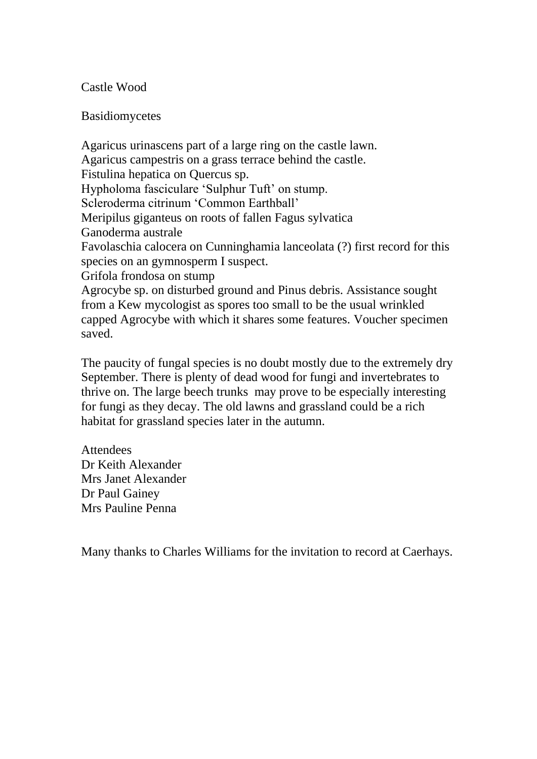Castle Wood

Basidiomycetes

Agaricus urinascens part of a large ring on the castle lawn.
Agaricus campestris on a grass terrace behind the castle.
Fistulina hepatica on Quercus sp.
Hypholoma fasciculare 'Sulphur Tuft' on stump.
Scleroderma citrinum 'Common Earthball'
Meripilus giganteus on roots of fallen Fagus sylvatica
Ganoderma australe
Favolaschia calocera on Cunninghamia lanceolata (?) first record for this species on an gymnosperm I suspect.
Grifola frondosa on stump
Agrocybe sp. on disturbed ground and Pinus debris. Assistance sought from a Kew mycologist as spores too small to be the usual wrinkled capped Agrocybe with which it shares some features. Voucher specimen saved.

The paucity of fungal species is no doubt mostly due to the extremely dry September. There is plenty of dead wood for fungi and invertebrates to thrive on. The large beech trunks may prove to be especially interesting for fungi as they decay. The old lawns and grassland could be a rich habitat for grassland species later in the autumn.

Attendees
Dr Keith Alexander
Mrs Janet Alexander
Dr Paul Gainey
Mrs Pauline Penna

Many thanks to Charles Williams for the invitation to record at Caerhays.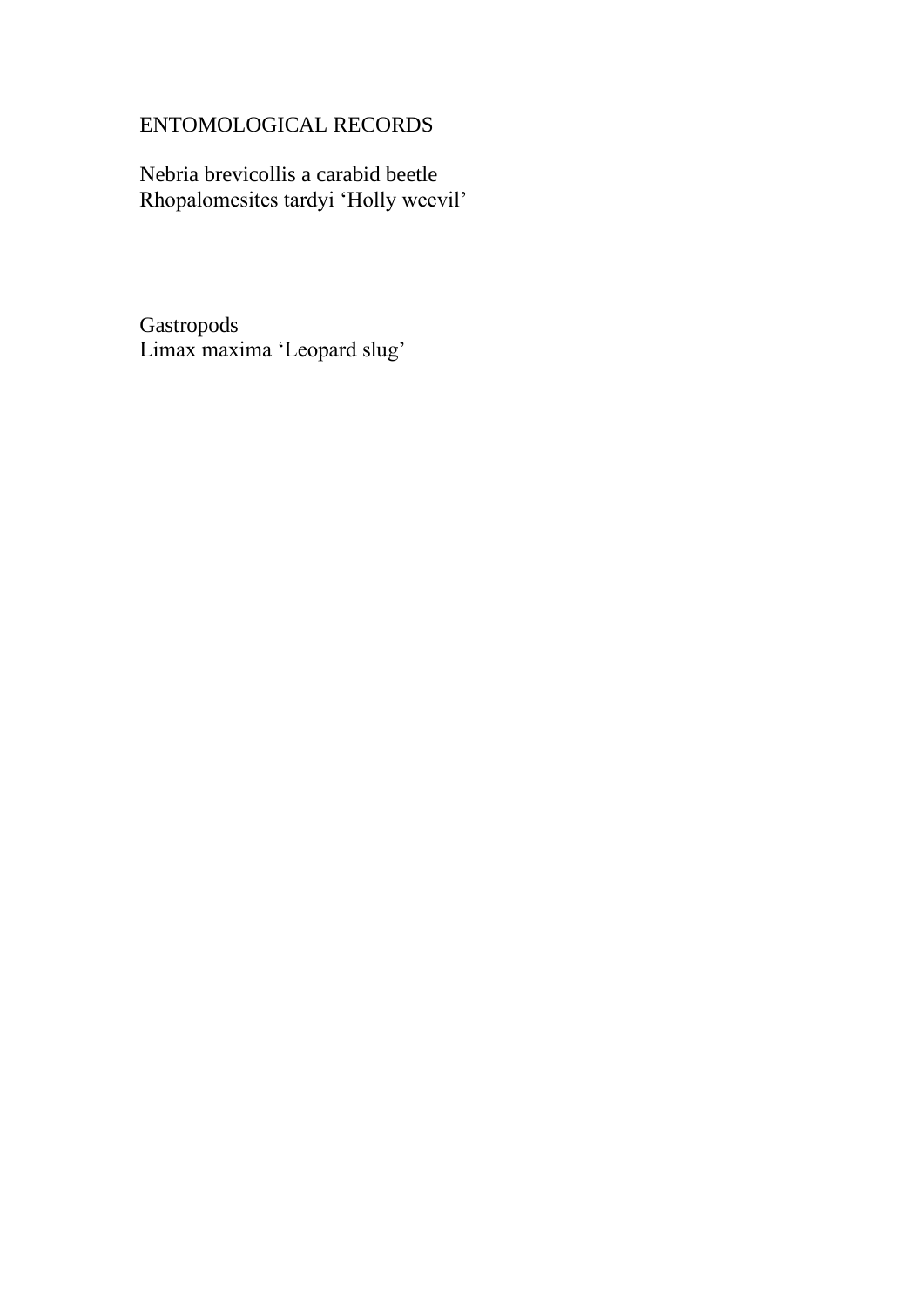ENTOMOLOGICAL RECORDS

Nebria brevicollis a carabid beetle
Rhopalomesites tardyi ‘Holly weevil’

Gastropods
Limax maxima ‘Leopard slug’